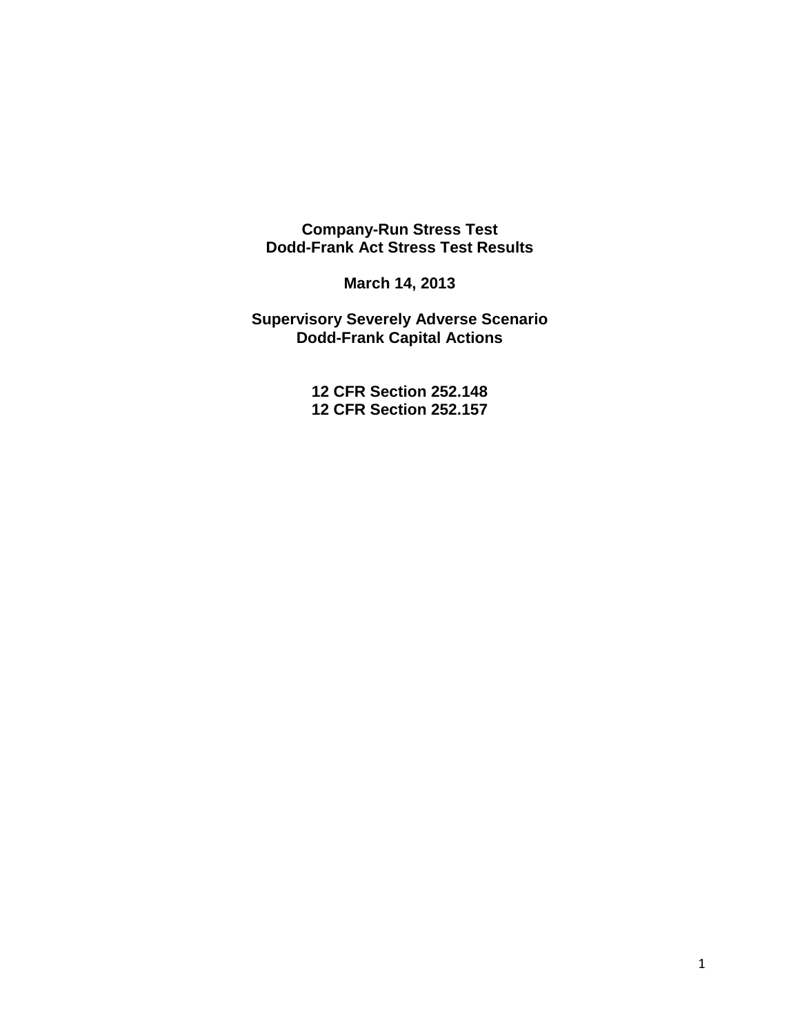# Company-Run Stress Test
# Dodd-Frank Act Stress Test Results

**March 14, 2013**

**Supervisory Severely Adverse Scenario**
**Dodd-Frank Capital Actions**

**12 CFR Section 252.148**
**12 CFR Section 252.157**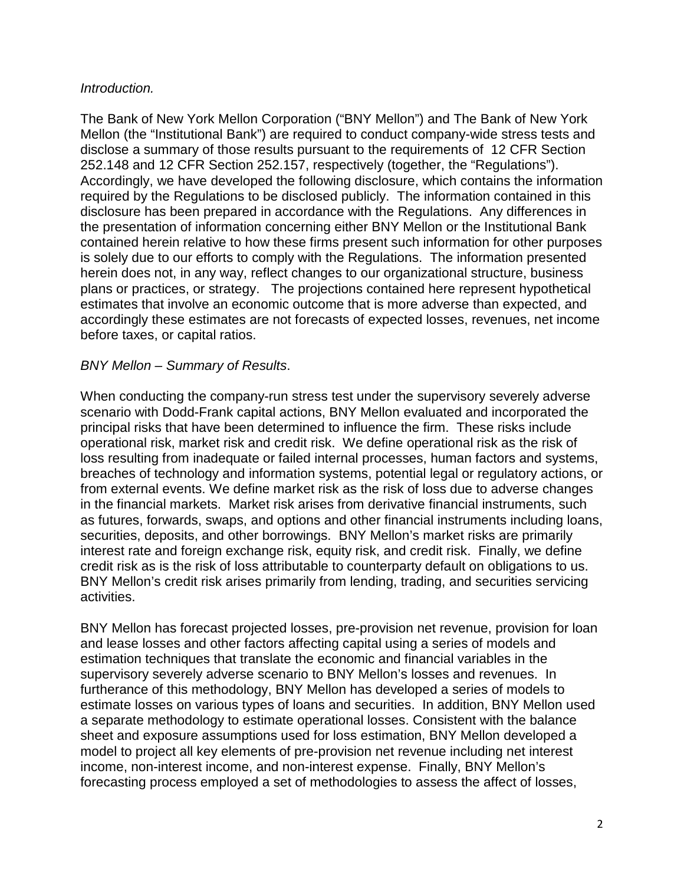*Introduction.*

The Bank of New York Mellon Corporation ("BNY Mellon") and The Bank of New York Mellon (the "Institutional Bank") are required to conduct company-wide stress tests and disclose a summary of those results pursuant to the requirements of 12 CFR Section 252.148 and 12 CFR Section 252.157, respectively (together, the "Regulations"). Accordingly, we have developed the following disclosure, which contains the information required by the Regulations to be disclosed publicly. The information contained in this disclosure has been prepared in accordance with the Regulations. Any differences in the presentation of information concerning either BNY Mellon or the Institutional Bank contained herein relative to how these firms present such information for other purposes is solely due to our efforts to comply with the Regulations. The information presented herein does not, in any way, reflect changes to our organizational structure, business plans or practices, or strategy. The projections contained here represent hypothetical estimates that involve an economic outcome that is more adverse than expected, and accordingly these estimates are not forecasts of expected losses, revenues, net income before taxes, or capital ratios.

*BNY Mellon – Summary of Results*.

When conducting the company-run stress test under the supervisory severely adverse scenario with Dodd-Frank capital actions, BNY Mellon evaluated and incorporated the principal risks that have been determined to influence the firm. These risks include operational risk, market risk and credit risk. We define operational risk as the risk of loss resulting from inadequate or failed internal processes, human factors and systems, breaches of technology and information systems, potential legal or regulatory actions, or from external events. We define market risk as the risk of loss due to adverse changes in the financial markets. Market risk arises from derivative financial instruments, such as futures, forwards, swaps, and options and other financial instruments including loans, securities, deposits, and other borrowings. BNY Mellon's market risks are primarily interest rate and foreign exchange risk, equity risk, and credit risk. Finally, we define credit risk as is the risk of loss attributable to counterparty default on obligations to us. BNY Mellon's credit risk arises primarily from lending, trading, and securities servicing activities.

BNY Mellon has forecast projected losses, pre-provision net revenue, provision for loan and lease losses and other factors affecting capital using a series of models and estimation techniques that translate the economic and financial variables in the supervisory severely adverse scenario to BNY Mellon's losses and revenues. In furtherance of this methodology, BNY Mellon has developed a series of models to estimate losses on various types of loans and securities. In addition, BNY Mellon used a separate methodology to estimate operational losses. Consistent with the balance sheet and exposure assumptions used for loss estimation, BNY Mellon developed a model to project all key elements of pre-provision net revenue including net interest income, non-interest income, and non-interest expense. Finally, BNY Mellon's forecasting process employed a set of methodologies to assess the affect of losses,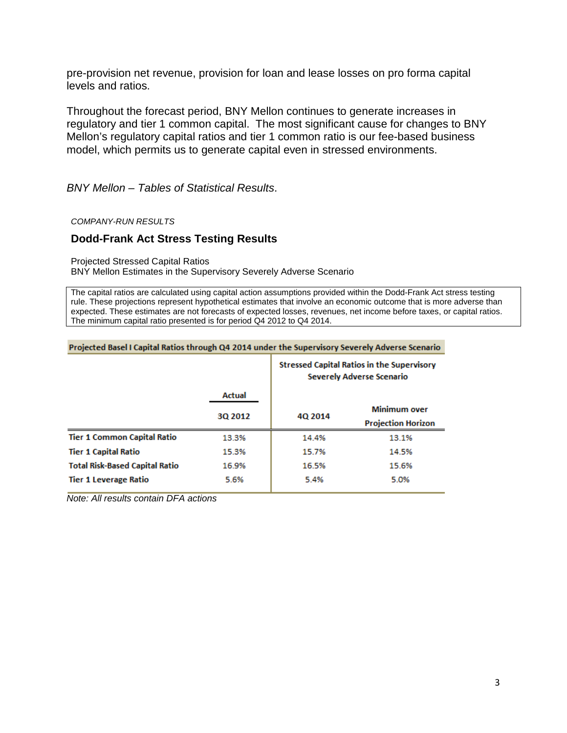pre-provision net revenue, provision for loan and lease losses on pro forma capital levels and ratios.

Throughout the forecast period, BNY Mellon continues to generate increases in regulatory and tier 1 common capital. The most significant cause for changes to BNY Mellon's regulatory capital ratios and tier 1 common ratio is our fee-based business model, which permits us to generate capital even in stressed environments.

*BNY Mellon – Tables of Statistical Results*.

*COMPANY-RUN RESULTS*

## Dodd-Frank Act Stress Testing Results

Projected Stressed Capital Ratios
BNY Mellon Estimates in the Supervisory Severely Adverse Scenario

The capital ratios are calculated using capital action assumptions provided within the Dodd-Frank Act stress testing rule. These projections represent hypothetical estimates that involve an economic outcome that is more adverse than expected. These estimates are not forecasts of expected losses, revenues, net income before taxes, or capital ratios. The minimum capital ratio presented is for period Q4 2012 to Q4 2014.

**Projected Basel I Capital Ratios through Q4 2014 under the Supervisory Severely Adverse Scenario**

| | Actual | Stressed Capital Ratios in the Supervisory Severely Adverse Scenario | |
|---|---|---|---|
| | 3Q 2012 | 4Q 2014 | Minimum over Projection Horizon |
| **Tier 1 Common Capital Ratio** | 13.3% | 14.4% | 13.1% |
| **Tier 1 Capital Ratio** | 15.3% | 15.7% | 14.5% |
| **Total Risk-Based Capital Ratio** | 16.9% | 16.5% | 15.6% |
| **Tier 1 Leverage Ratio** | 5.6% | 5.4% | 5.0% |

*Note: All results contain DFA actions*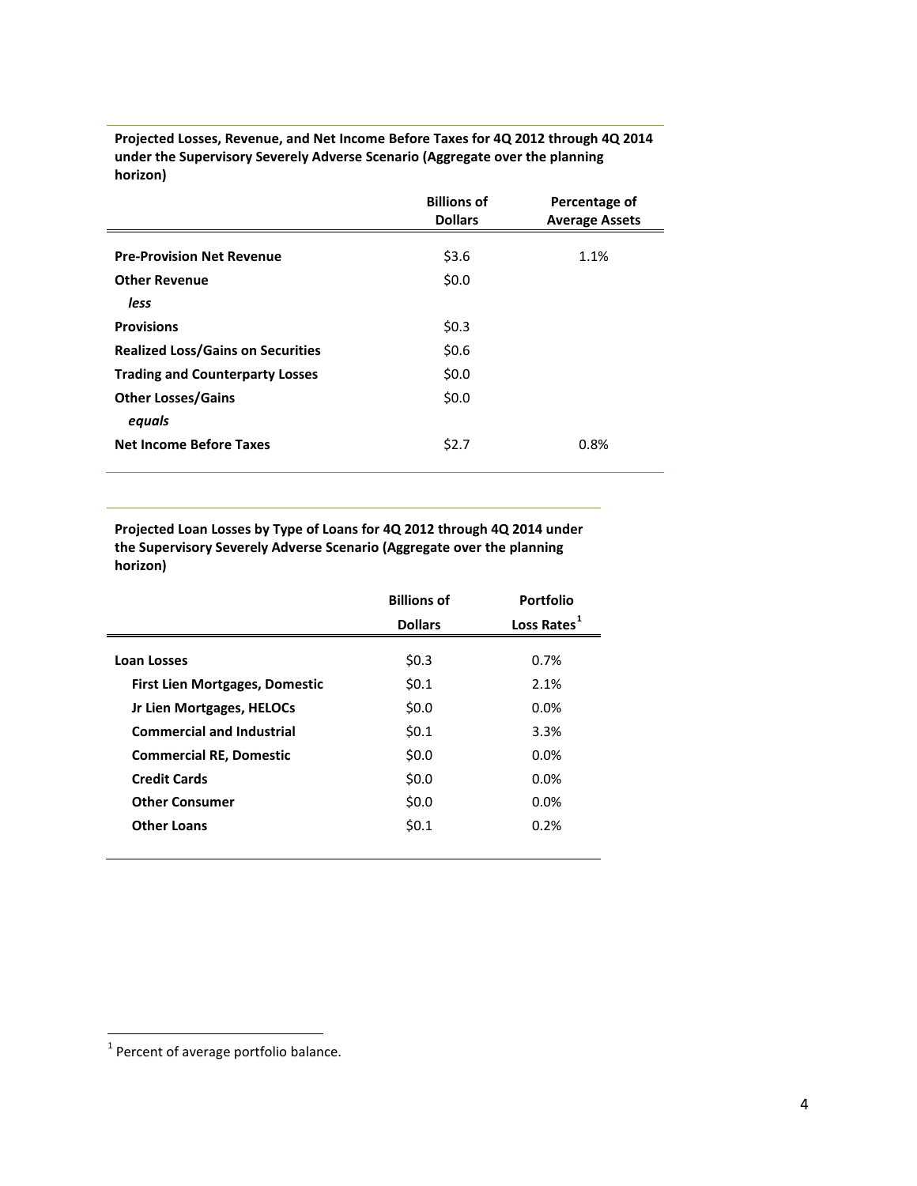**Projected Losses, Revenue, and Net Income Before Taxes for 4Q 2012 through 4Q 2014 under the Supervisory Severely Adverse Scenario (Aggregate over the planning horizon)**

| | Billions of Dollars | Percentage of Average Assets |
|---|---|---|
| **Pre-Provision Net Revenue** | \$3.6 | 1.1% |
| **Other Revenue** | \$0.0 | |
| *less* | | |
| **Provisions** | \$0.3 | |
| **Realized Loss/Gains on Securities** | \$0.6 | |
| **Trading and Counterparty Losses** | \$0.0 | |
| **Other Losses/Gains** | \$0.0 | |
| *equals* | | |
| **Net Income Before Taxes** | \$2.7 | 0.8% |

**Projected Loan Losses by Type of Loans for 4Q 2012 through 4Q 2014 under the Supervisory Severely Adverse Scenario (Aggregate over the planning horizon)**

| | Billions of Dollars | Portfolio Loss Rates[1] |
|---|---|---|
| **Loan Losses** | \$0.3 | 0.7% |
| **First Lien Mortgages, Domestic** | \$0.1 | 2.1% |
| **Jr Lien Mortgages, HELOCs** | \$0.0 | 0.0% |
| **Commercial and Industrial** | \$0.1 | 3.3% |
| **Commercial RE, Domestic** | \$0.0 | 0.0% |
| **Credit Cards** | \$0.0 | 0.0% |
| **Other Consumer** | \$0.0 | 0.0% |
| **Other Loans** | \$0.1 | 0.2% |

[1] Percent of average portfolio balance.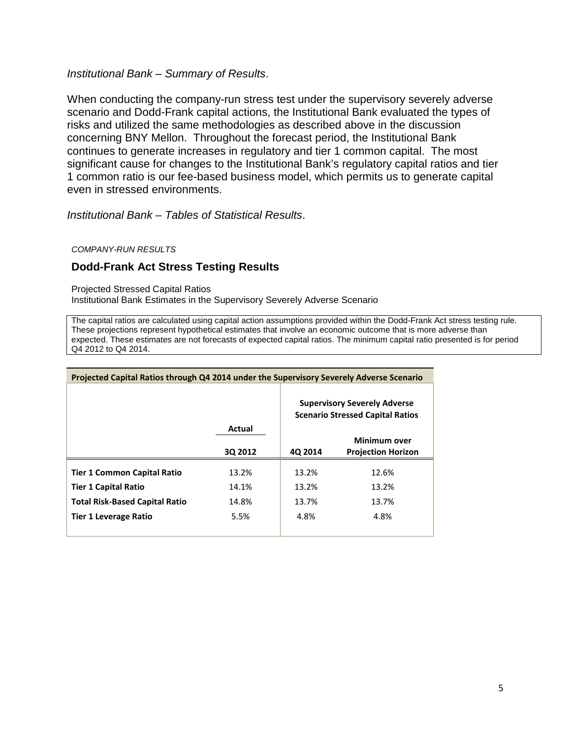*Institutional Bank – Summary of Results*.

When conducting the company-run stress test under the supervisory severely adverse scenario and Dodd-Frank capital actions, the Institutional Bank evaluated the types of risks and utilized the same methodologies as described above in the discussion concerning BNY Mellon. Throughout the forecast period, the Institutional Bank continues to generate increases in regulatory and tier 1 common capital. The most significant cause for changes to the Institutional Bank's regulatory capital ratios and tier 1 common ratio is our fee-based business model, which permits us to generate capital even in stressed environments.

*Institutional Bank – Tables of Statistical Results*.

*COMPANY-RUN RESULTS*

## Dodd-Frank Act Stress Testing Results

Projected Stressed Capital Ratios
Institutional Bank Estimates in the Supervisory Severely Adverse Scenario

The capital ratios are calculated using capital action assumptions provided within the Dodd-Frank Act stress testing rule. These projections represent hypothetical estimates that involve an economic outcome that is more adverse than expected. These estimates are not forecasts of expected capital ratios. The minimum capital ratio presented is for period Q4 2012 to Q4 2014.

**Projected Capital Ratios through Q4 2014 under the Supervisory Severely Adverse Scenario**

| | Actual | Supervisory Severely Adverse Scenario Stressed Capital Ratios | |
|---|---|---|---|
| | 3Q 2012 | 4Q 2014 | Minimum over Projection Horizon |
| **Tier 1 Common Capital Ratio** | 13.2% | 13.2% | 12.6% |
| **Tier 1 Capital Ratio** | 14.1% | 13.2% | 13.2% |
| **Total Risk-Based Capital Ratio** | 14.8% | 13.7% | 13.7% |
| **Tier 1 Leverage Ratio** | 5.5% | 4.8% | 4.8% |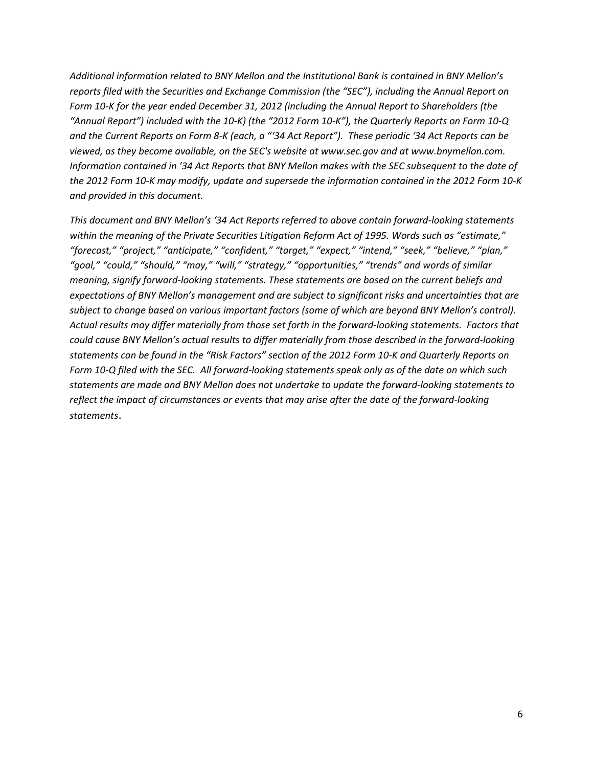*Additional information related to BNY Mellon and the Institutional Bank is contained in BNY Mellon's reports filed with the Securities and Exchange Commission (the "SEC"), including the Annual Report on Form 10-K for the year ended December 31, 2012 (including the Annual Report to Shareholders (the "Annual Report") included with the 10-K) (the "2012 Form 10-K"), the Quarterly Reports on Form 10-Q and the Current Reports on Form 8-K (each, a "'34 Act Report"). These periodic '34 Act Reports can be viewed, as they become available, on the SEC's website at www.sec.gov and at www.bnymellon.com. Information contained in '34 Act Reports that BNY Mellon makes with the SEC subsequent to the date of the 2012 Form 10-K may modify, update and supersede the information contained in the 2012 Form 10-K and provided in this document.*

*This document and BNY Mellon's '34 Act Reports referred to above contain forward-looking statements within the meaning of the Private Securities Litigation Reform Act of 1995. Words such as "estimate," "forecast," "project," "anticipate," "confident," "target," "expect," "intend," "seek," "believe," "plan," "goal," "could," "should," "may," "will," "strategy," "opportunities," "trends" and words of similar meaning, signify forward-looking statements. These statements are based on the current beliefs and expectations of BNY Mellon's management and are subject to significant risks and uncertainties that are subject to change based on various important factors (some of which are beyond BNY Mellon's control). Actual results may differ materially from those set forth in the forward-looking statements. Factors that could cause BNY Mellon's actual results to differ materially from those described in the forward-looking statements can be found in the "Risk Factors" section of the 2012 Form 10-K and Quarterly Reports on Form 10-Q filed with the SEC. All forward-looking statements speak only as of the date on which such statements are made and BNY Mellon does not undertake to update the forward-looking statements to reflect the impact of circumstances or events that may arise after the date of the forward-looking statements.*